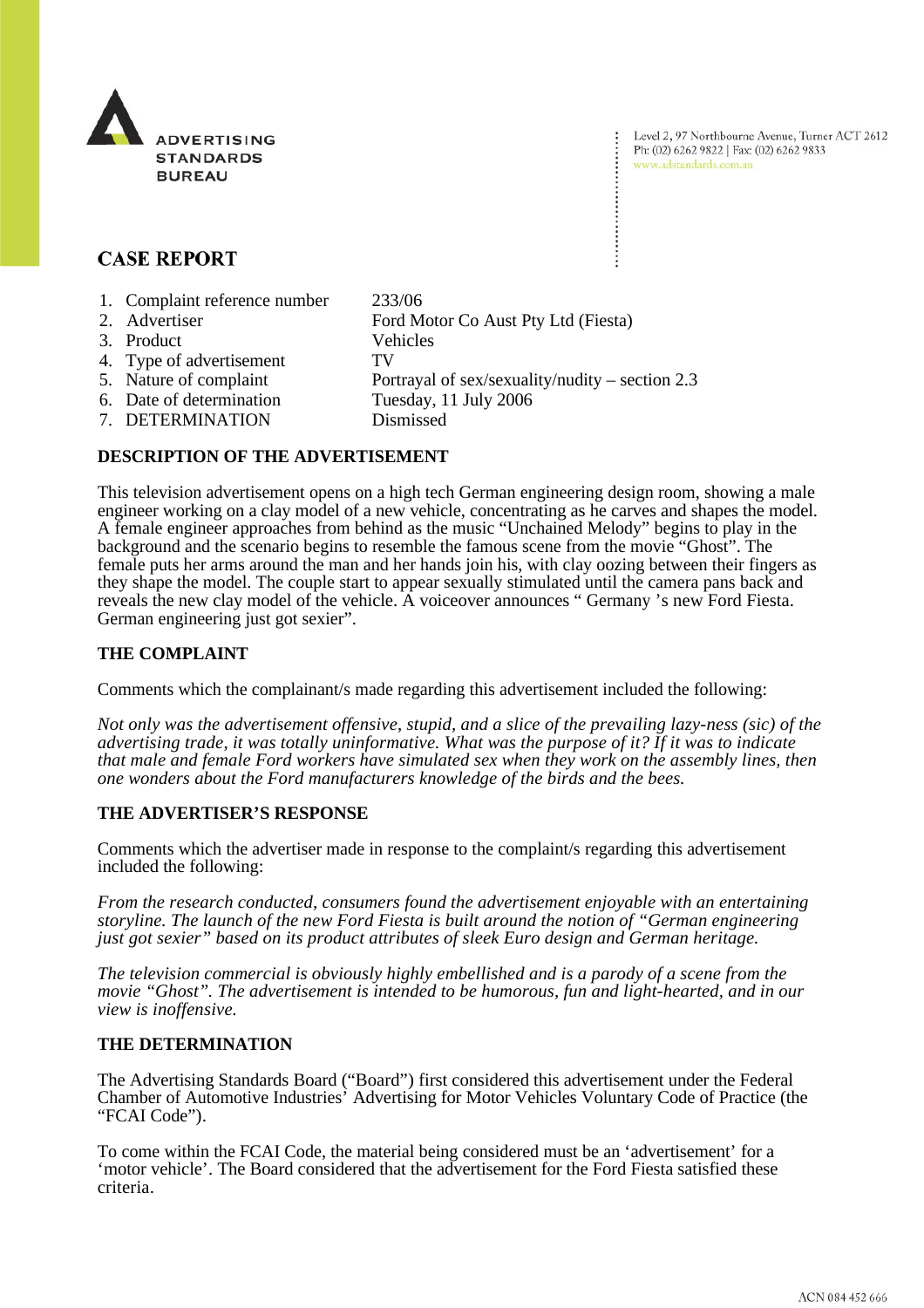ADVERTISING STANDARDS BUREAU

Level 2, 97 Northbourne Avenue, Turner ACT 2612
Ph: (02) 6262 9822 | Fax: (02) 6262 9833
www.adstandards.com.au

## CASE REPORT

1. Complaint reference number 233/06
2. Advertiser Ford Motor Co Aust Pty Ltd (Fiesta)
3. Product Vehicles
4. Type of advertisement TV
5. Nature of complaint Portrayal of sex/sexuality/nudity – section 2.3
6. Date of determination Tuesday, 11 July 2006
7. DETERMINATION Dismissed

### DESCRIPTION OF THE ADVERTISEMENT

This television advertisement opens on a high tech German engineering design room, showing a male engineer working on a clay model of a new vehicle, concentrating as he carves and shapes the model. A female engineer approaches from behind as the music "Unchained Melody" begins to play in the background and the scenario begins to resemble the famous scene from the movie "Ghost". The female puts her arms around the man and her hands join his, with clay oozing between their fingers as they shape the model. The couple start to appear sexually stimulated until the camera pans back and reveals the new clay model of the vehicle. A voiceover announces " Germany 's new Ford Fiesta. German engineering just got sexier".

### THE COMPLAINT

Comments which the complainant/s made regarding this advertisement included the following:

*Not only was the advertisement offensive, stupid, and a slice of the prevailing lazy-ness (sic) of the advertising trade, it was totally uninformative. What was the purpose of it? If it was to indicate that male and female Ford workers have simulated sex when they work on the assembly lines, then one wonders about the Ford manufacturers knowledge of the birds and the bees.*

### THE ADVERTISER'S RESPONSE

Comments which the advertiser made in response to the complaint/s regarding this advertisement included the following:

*From the research conducted, consumers found the advertisement enjoyable with an entertaining storyline. The launch of the new Ford Fiesta is built around the notion of "German engineering just got sexier" based on its product attributes of sleek Euro design and German heritage.*

*The television commercial is obviously highly embellished and is a parody of a scene from the movie "Ghost". The advertisement is intended to be humorous, fun and light-hearted, and in our view is inoffensive.*

### THE DETERMINATION

The Advertising Standards Board ("Board") first considered this advertisement under the Federal Chamber of Automotive Industries' Advertising for Motor Vehicles Voluntary Code of Practice (the "FCAI Code").

To come within the FCAI Code, the material being considered must be an 'advertisement' for a 'motor vehicle'. The Board considered that the advertisement for the Ford Fiesta satisfied these criteria.

ACN 084 452 666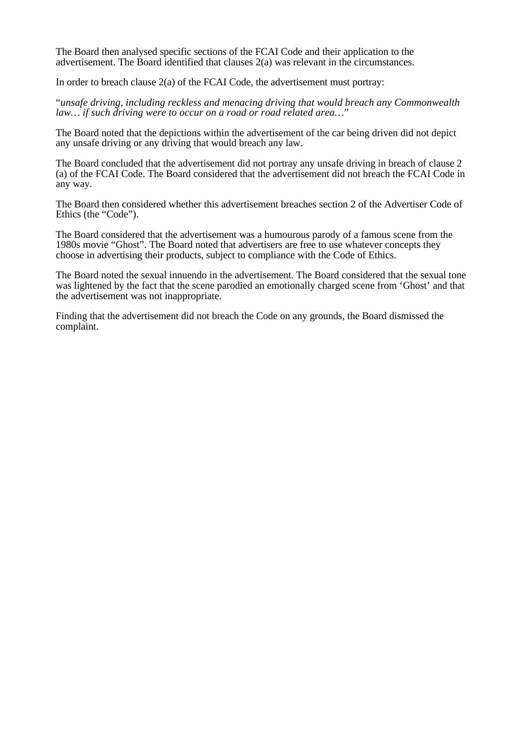The Board then analysed specific sections of the FCAI Code and their application to the advertisement. The Board identified that clauses 2(a) was relevant in the circumstances.

In order to breach clause 2(a) of the FCAI Code, the advertisement must portray:

"*unsafe driving, including reckless and menacing driving that would breach any Commonwealth law… if such driving were to occur on a road or road related area…*"

The Board noted that the depictions within the advertisement of the car being driven did not depict any unsafe driving or any driving that would breach any law.

The Board concluded that the advertisement did not portray any unsafe driving in breach of clause 2 (a) of the FCAI Code. The Board considered that the advertisement did not breach the FCAI Code in any way.

The Board then considered whether this advertisement breaches section 2 of the Advertiser Code of Ethics (the "Code").

The Board considered that the advertisement was a humourous parody of a famous scene from the 1980s movie "Ghost". The Board noted that advertisers are free to use whatever concepts they choose in advertising their products, subject to compliance with the Code of Ethics.

The Board noted the sexual innuendo in the advertisement. The Board considered that the sexual tone was lightened by the fact that the scene parodied an emotionally charged scene from 'Ghost' and that the advertisement was not inappropriate.

Finding that the advertisement did not breach the Code on any grounds, the Board dismissed the complaint.